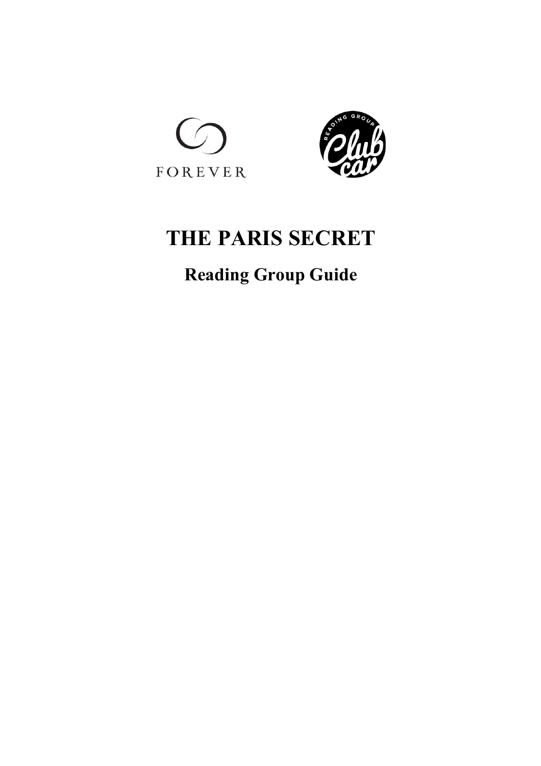FOREVER

READING GROUP Club car

# THE PARIS SECRET

## Reading Group Guide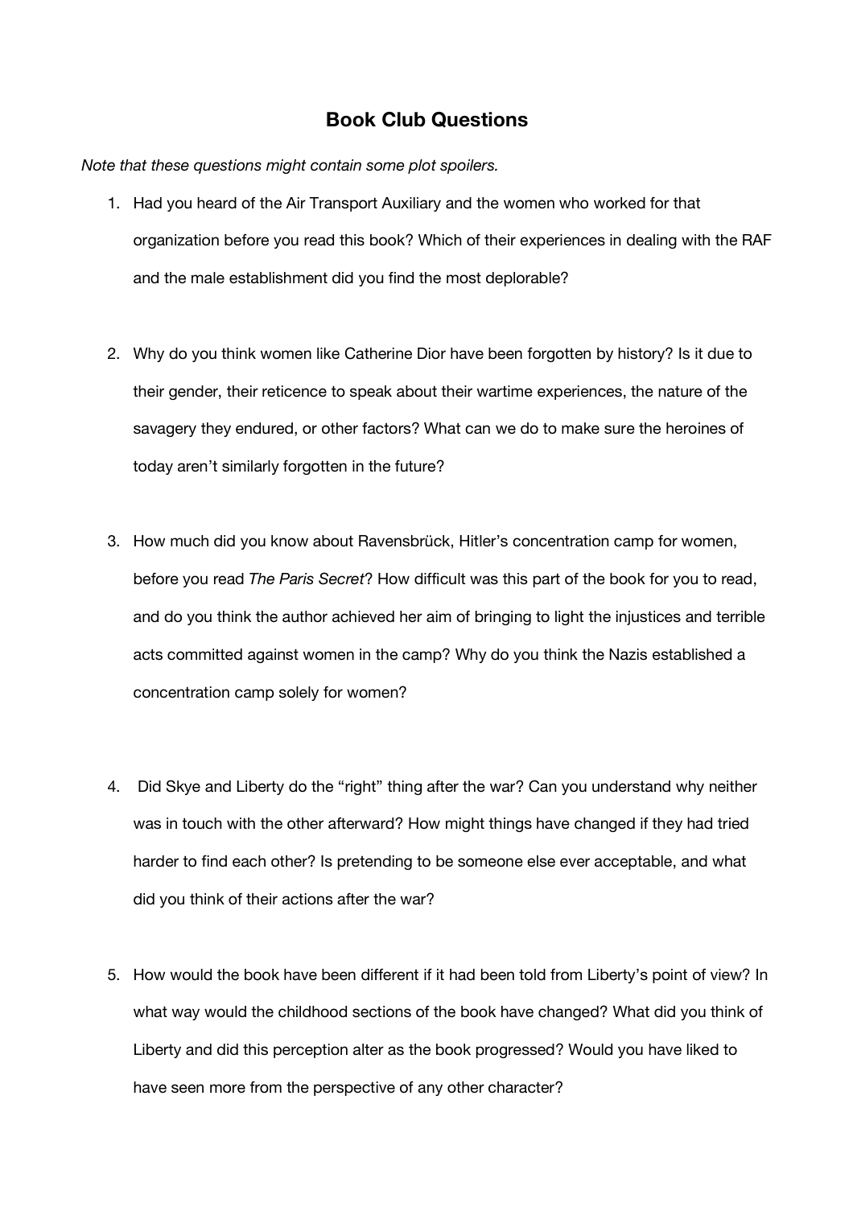# Book Club Questions

*Note that these questions might contain some plot spoilers.*

1. Had you heard of the Air Transport Auxiliary and the women who worked for that organization before you read this book? Which of their experiences in dealing with the RAF and the male establishment did you find the most deplorable?

2. Why do you think women like Catherine Dior have been forgotten by history? Is it due to their gender, their reticence to speak about their wartime experiences, the nature of the savagery they endured, or other factors? What can we do to make sure the heroines of today aren't similarly forgotten in the future?

3. How much did you know about Ravensbrück, Hitler's concentration camp for women, before you read *The Paris Secret*? How difficult was this part of the book for you to read, and do you think the author achieved her aim of bringing to light the injustices and terrible acts committed against women in the camp? Why do you think the Nazis established a concentration camp solely for women?

4. Did Skye and Liberty do the "right" thing after the war? Can you understand why neither was in touch with the other afterward? How might things have changed if they had tried harder to find each other? Is pretending to be someone else ever acceptable, and what did you think of their actions after the war?

5. How would the book have been different if it had been told from Liberty's point of view? In what way would the childhood sections of the book have changed? What did you think of Liberty and did this perception alter as the book progressed? Would you have liked to have seen more from the perspective of any other character?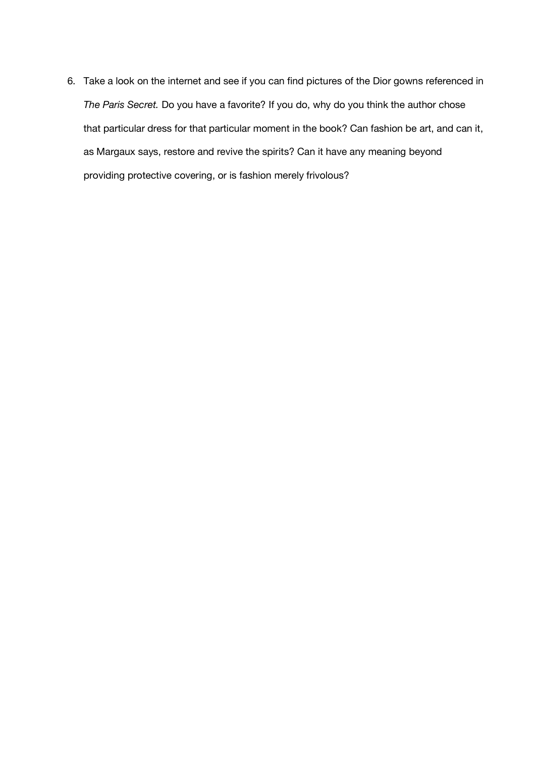6. Take a look on the internet and see if you can find pictures of the Dior gowns referenced in *The Paris Secret.* Do you have a favorite? If you do, why do you think the author chose that particular dress for that particular moment in the book? Can fashion be art, and can it, as Margaux says, restore and revive the spirits? Can it have any meaning beyond providing protective covering, or is fashion merely frivolous?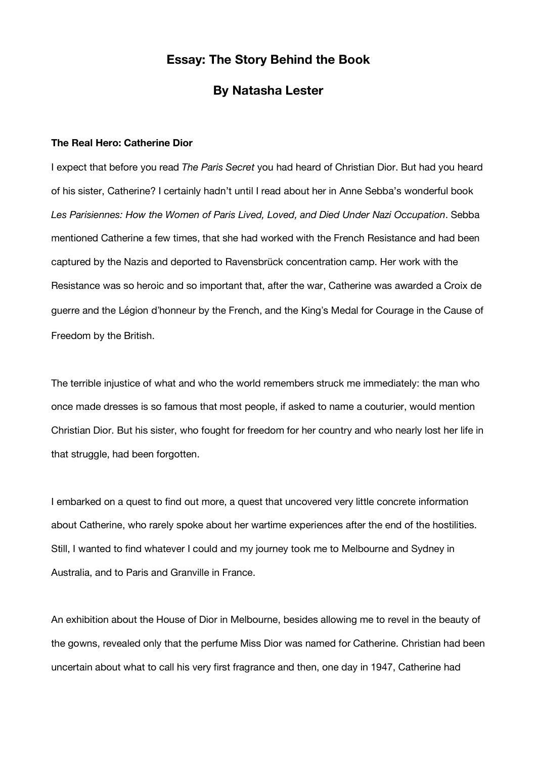# Essay: The Story Behind the Book

## By Natasha Lester

**The Real Hero: Catherine Dior**

I expect that before you read *The Paris Secret* you had heard of Christian Dior. But had you heard of his sister, Catherine? I certainly hadn't until I read about her in Anne Sebba's wonderful book *Les Parisiennes: How the Women of Paris Lived, Loved, and Died Under Nazi Occupation*. Sebba mentioned Catherine a few times, that she had worked with the French Resistance and had been captured by the Nazis and deported to Ravensbrück concentration camp. Her work with the Resistance was so heroic and so important that, after the war, Catherine was awarded a Croix de guerre and the Légion d'honneur by the French, and the King's Medal for Courage in the Cause of Freedom by the British.

The terrible injustice of what and who the world remembers struck me immediately: the man who once made dresses is so famous that most people, if asked to name a couturier, would mention Christian Dior. But his sister, who fought for freedom for her country and who nearly lost her life in that struggle, had been forgotten.

I embarked on a quest to find out more, a quest that uncovered very little concrete information about Catherine, who rarely spoke about her wartime experiences after the end of the hostilities. Still, I wanted to find whatever I could and my journey took me to Melbourne and Sydney in Australia, and to Paris and Granville in France.

An exhibition about the House of Dior in Melbourne, besides allowing me to revel in the beauty of the gowns, revealed only that the perfume Miss Dior was named for Catherine. Christian had been uncertain about what to call his very first fragrance and then, one day in 1947, Catherine had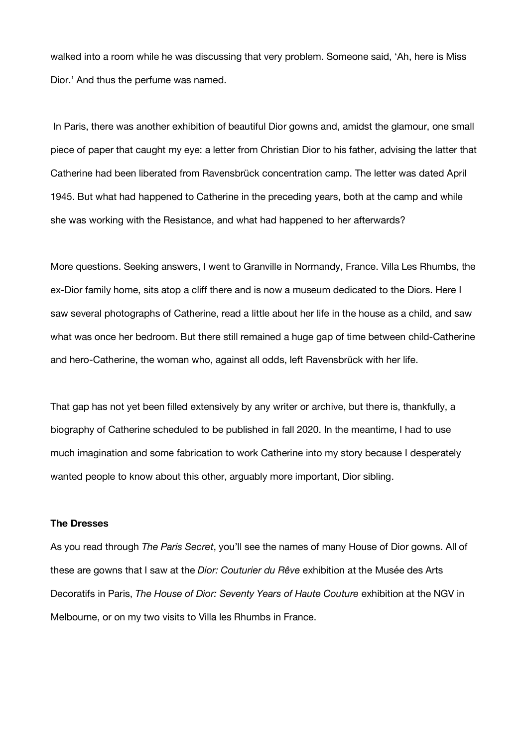walked into a room while he was discussing that very problem. Someone said, 'Ah, here is Miss Dior.' And thus the perfume was named.

In Paris, there was another exhibition of beautiful Dior gowns and, amidst the glamour, one small piece of paper that caught my eye: a letter from Christian Dior to his father, advising the latter that Catherine had been liberated from Ravensbrück concentration camp. The letter was dated April 1945. But what had happened to Catherine in the preceding years, both at the camp and while she was working with the Resistance, and what had happened to her afterwards?

More questions. Seeking answers, I went to Granville in Normandy, France. Villa Les Rhumbs, the ex-Dior family home, sits atop a cliff there and is now a museum dedicated to the Diors. Here I saw several photographs of Catherine, read a little about her life in the house as a child, and saw what was once her bedroom. But there still remained a huge gap of time between child-Catherine and hero-Catherine, the woman who, against all odds, left Ravensbrück with her life.

That gap has not yet been filled extensively by any writer or archive, but there is, thankfully, a biography of Catherine scheduled to be published in fall 2020. In the meantime, I had to use much imagination and some fabrication to work Catherine into my story because I desperately wanted people to know about this other, arguably more important, Dior sibling.

**The Dresses**

As you read through *The Paris Secret*, you'll see the names of many House of Dior gowns. All of these are gowns that I saw at the *Dior: Couturier du Rêve* exhibition at the Musée des Arts Decoratifs in Paris, *The House of Dior: Seventy Years of Haute Couture* exhibition at the NGV in Melbourne, or on my two visits to Villa les Rhumbs in France.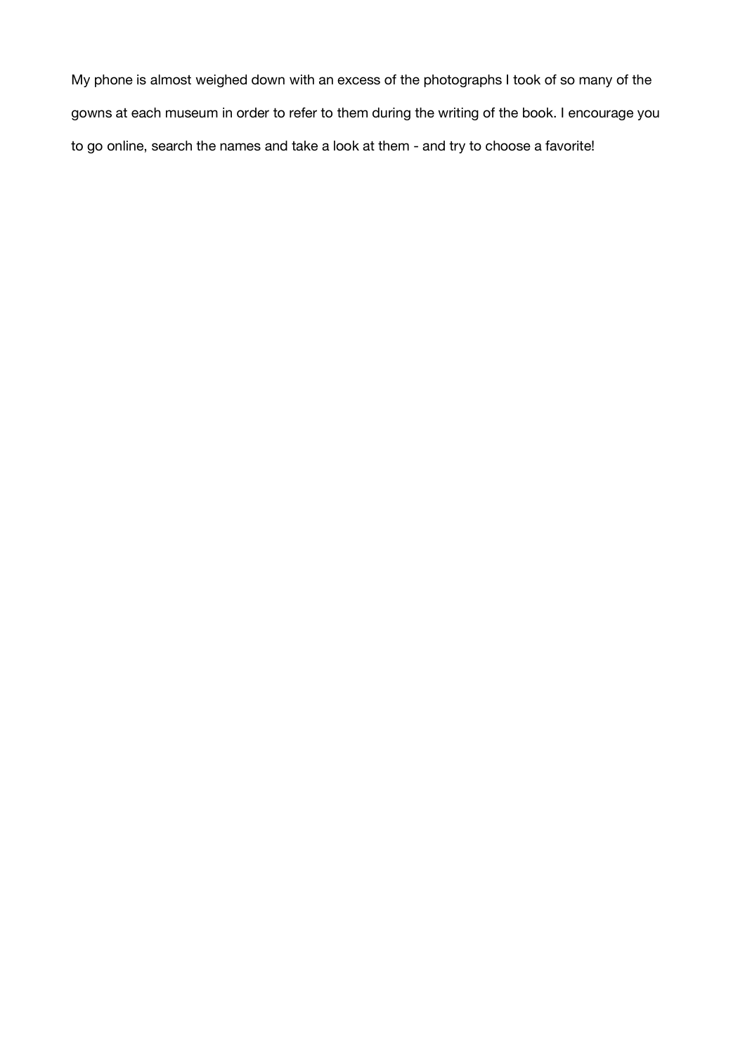My phone is almost weighed down with an excess of the photographs I took of so many of the gowns at each museum in order to refer to them during the writing of the book. I encourage you to go online, search the names and take a look at them - and try to choose a favorite!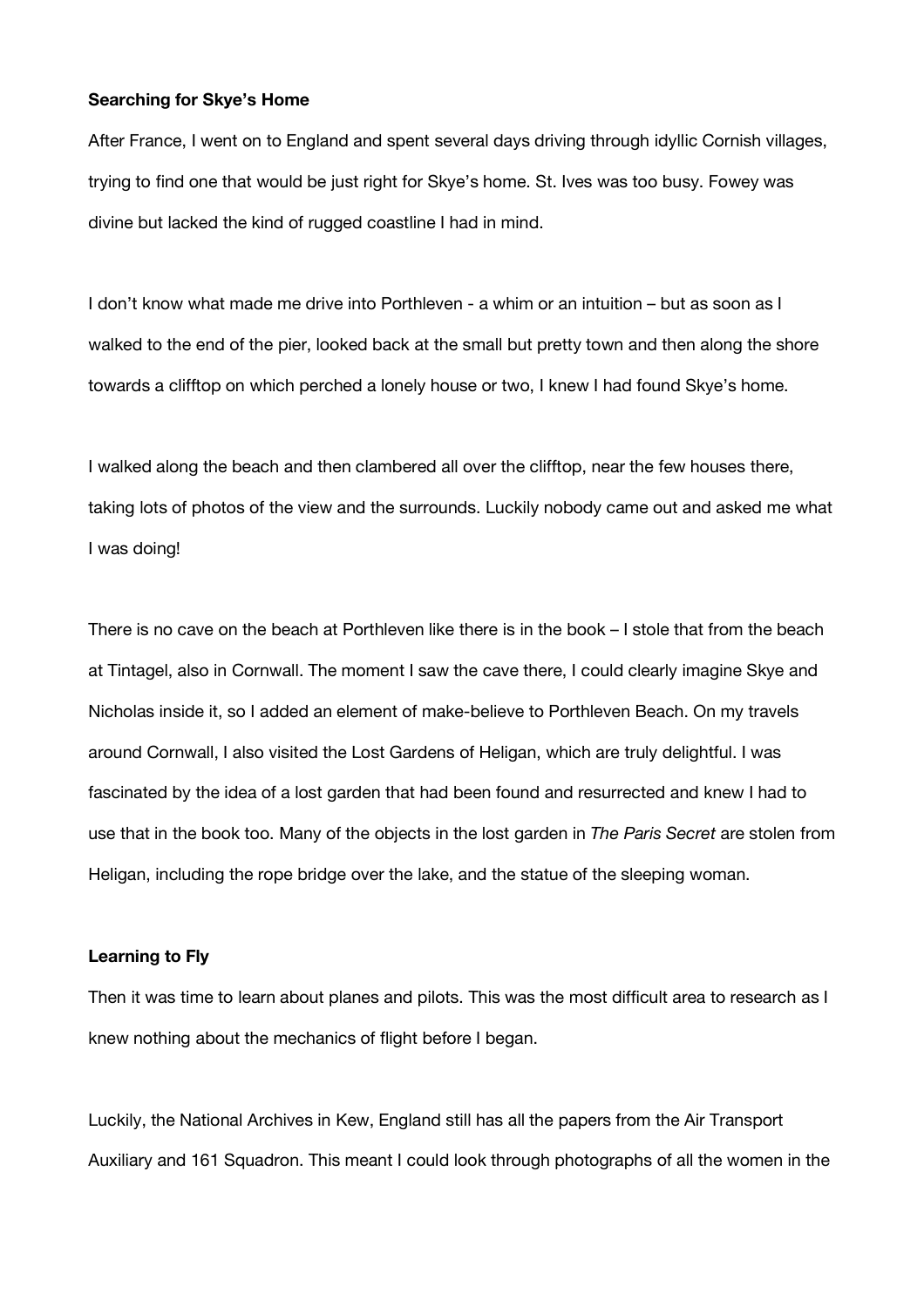**Searching for Skye's Home**

After France, I went on to England and spent several days driving through idyllic Cornish villages, trying to find one that would be just right for Skye's home. St. Ives was too busy. Fowey was divine but lacked the kind of rugged coastline I had in mind.

I don't know what made me drive into Porthleven - a whim or an intuition – but as soon as I walked to the end of the pier, looked back at the small but pretty town and then along the shore towards a clifftop on which perched a lonely house or two, I knew I had found Skye's home.

I walked along the beach and then clambered all over the clifftop, near the few houses there, taking lots of photos of the view and the surrounds. Luckily nobody came out and asked me what I was doing!

There is no cave on the beach at Porthleven like there is in the book – I stole that from the beach at Tintagel, also in Cornwall. The moment I saw the cave there, I could clearly imagine Skye and Nicholas inside it, so I added an element of make-believe to Porthleven Beach. On my travels around Cornwall, I also visited the Lost Gardens of Heligan, which are truly delightful. I was fascinated by the idea of a lost garden that had been found and resurrected and knew I had to use that in the book too. Many of the objects in the lost garden in *The Paris Secret* are stolen from Heligan, including the rope bridge over the lake, and the statue of the sleeping woman.

**Learning to Fly**

Then it was time to learn about planes and pilots. This was the most difficult area to research as I knew nothing about the mechanics of flight before I began.

Luckily, the National Archives in Kew, England still has all the papers from the Air Transport Auxiliary and 161 Squadron. This meant I could look through photographs of all the women in the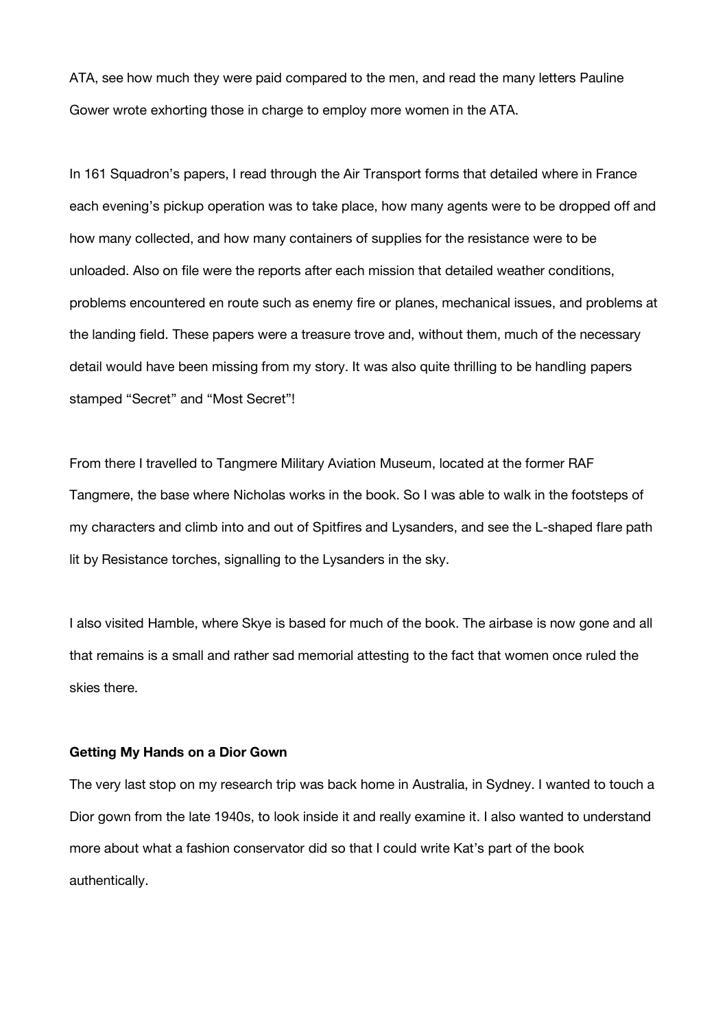ATA, see how much they were paid compared to the men, and read the many letters Pauline Gower wrote exhorting those in charge to employ more women in the ATA.

In 161 Squadron's papers, I read through the Air Transport forms that detailed where in France each evening's pickup operation was to take place, how many agents were to be dropped off and how many collected, and how many containers of supplies for the resistance were to be unloaded. Also on file were the reports after each mission that detailed weather conditions, problems encountered en route such as enemy fire or planes, mechanical issues, and problems at the landing field. These papers were a treasure trove and, without them, much of the necessary detail would have been missing from my story. It was also quite thrilling to be handling papers stamped "Secret" and "Most Secret"!

From there I travelled to Tangmere Military Aviation Museum, located at the former RAF Tangmere, the base where Nicholas works in the book. So I was able to walk in the footsteps of my characters and climb into and out of Spitfires and Lysanders, and see the L-shaped flare path lit by Resistance torches, signalling to the Lysanders in the sky.

I also visited Hamble, where Skye is based for much of the book. The airbase is now gone and all that remains is a small and rather sad memorial attesting to the fact that women once ruled the skies there.

**Getting My Hands on a Dior Gown**

The very last stop on my research trip was back home in Australia, in Sydney. I wanted to touch a Dior gown from the late 1940s, to look inside it and really examine it. I also wanted to understand more about what a fashion conservator did so that I could write Kat's part of the book authentically.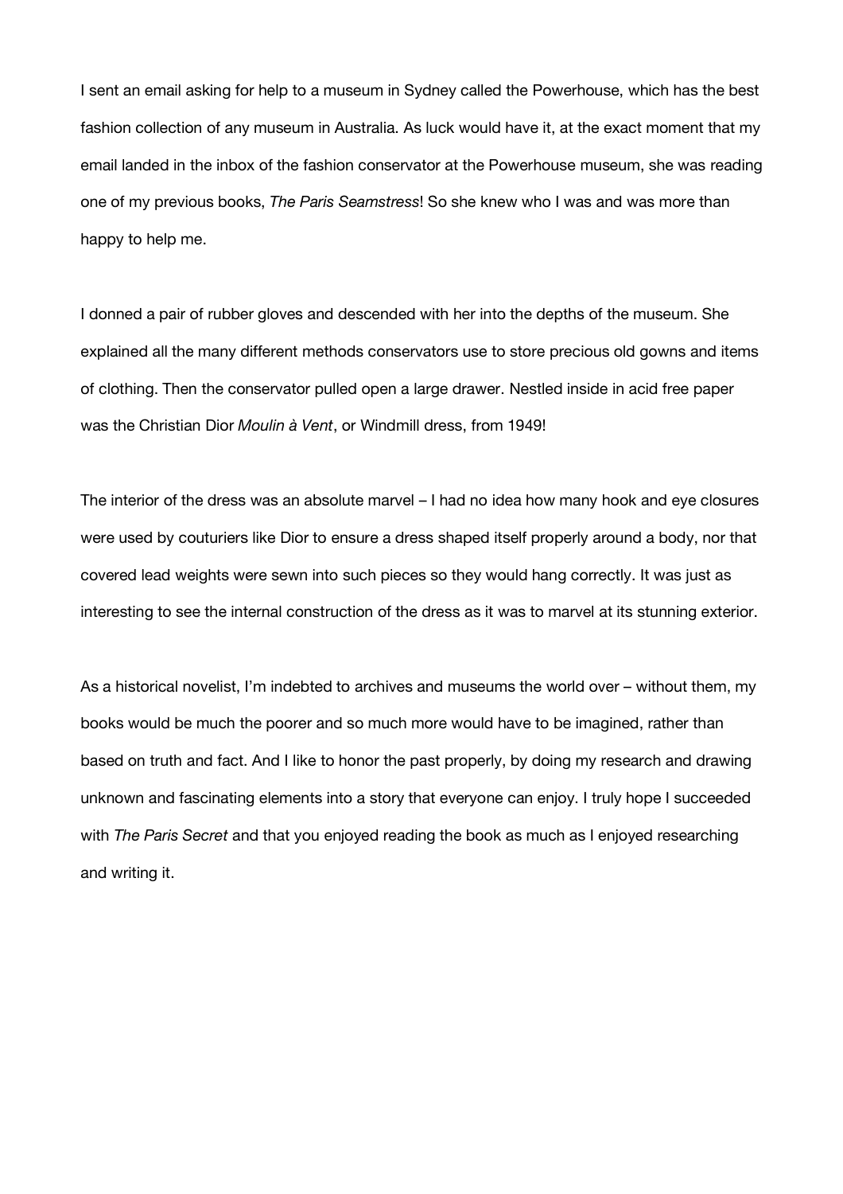I sent an email asking for help to a museum in Sydney called the Powerhouse, which has the best fashion collection of any museum in Australia. As luck would have it, at the exact moment that my email landed in the inbox of the fashion conservator at the Powerhouse museum, she was reading one of my previous books, *The Paris Seamstress*! So she knew who I was and was more than happy to help me.

I donned a pair of rubber gloves and descended with her into the depths of the museum. She explained all the many different methods conservators use to store precious old gowns and items of clothing. Then the conservator pulled open a large drawer. Nestled inside in acid free paper was the Christian Dior *Moulin à Vent*, or Windmill dress, from 1949!

The interior of the dress was an absolute marvel – I had no idea how many hook and eye closures were used by couturiers like Dior to ensure a dress shaped itself properly around a body, nor that covered lead weights were sewn into such pieces so they would hang correctly. It was just as interesting to see the internal construction of the dress as it was to marvel at its stunning exterior.

As a historical novelist, I'm indebted to archives and museums the world over – without them, my books would be much the poorer and so much more would have to be imagined, rather than based on truth and fact. And I like to honor the past properly, by doing my research and drawing unknown and fascinating elements into a story that everyone can enjoy. I truly hope I succeeded with *The Paris Secret* and that you enjoyed reading the book as much as I enjoyed researching and writing it.